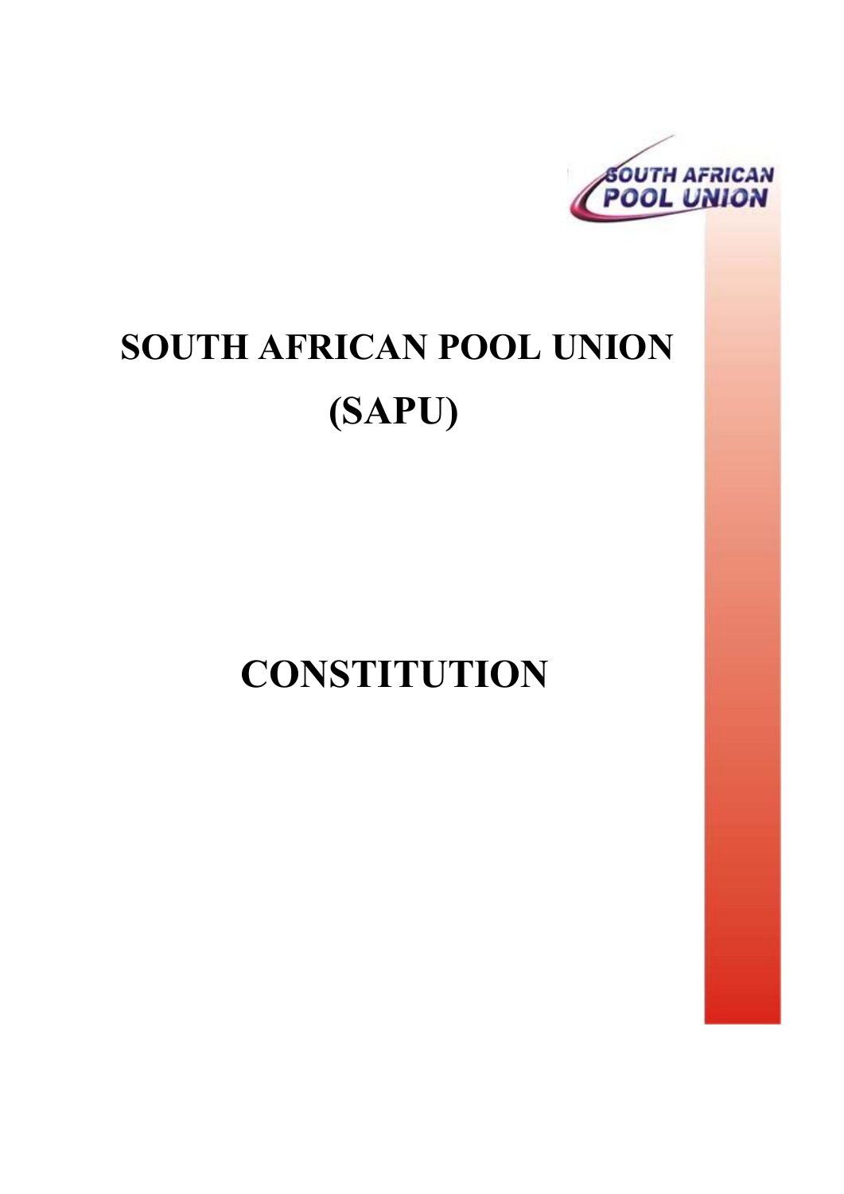# SOUTH AFRICAN POOL UNION (SAPU)

# CONSTITUTION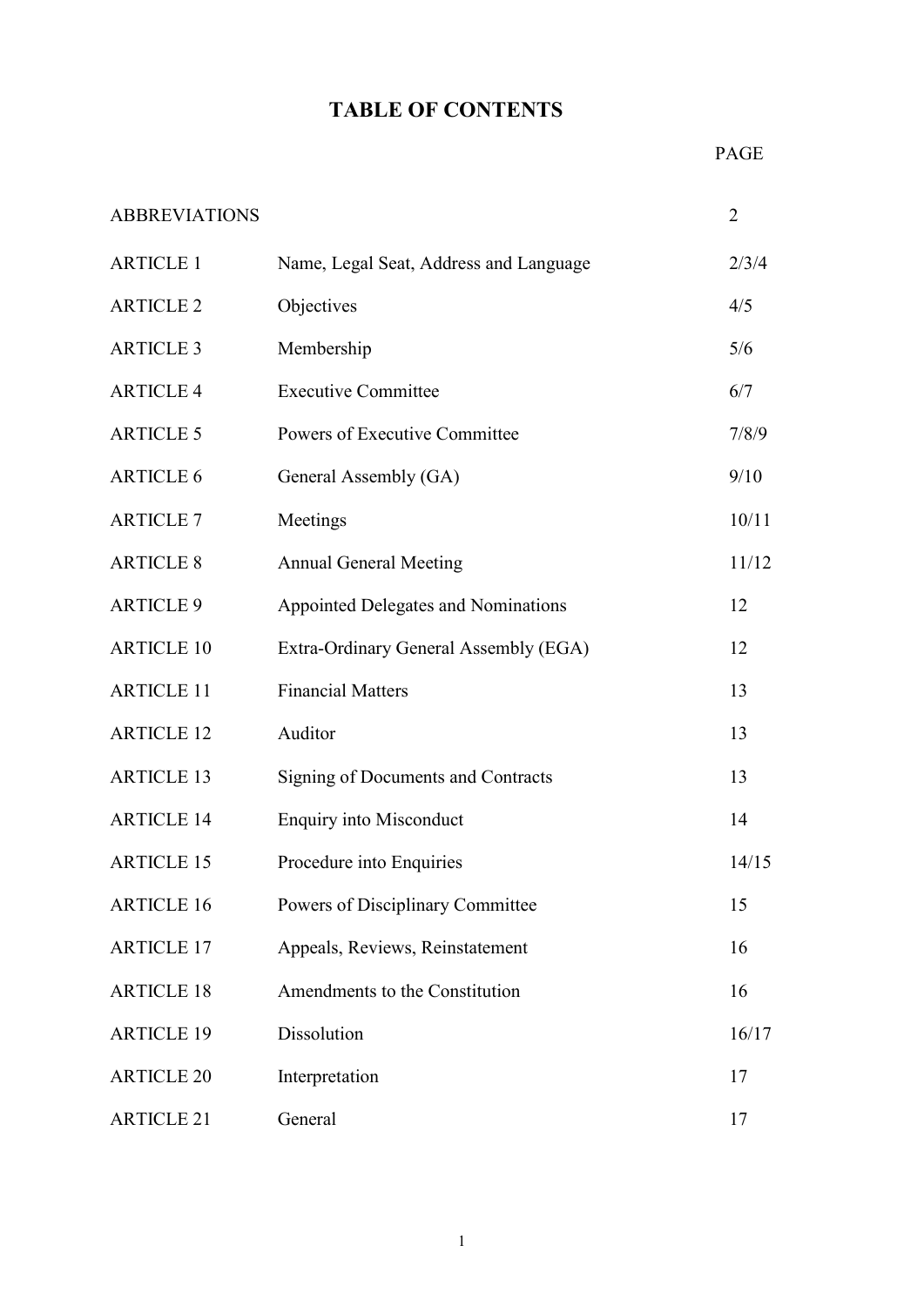# TABLE OF CONTENTS

| | | PAGE |
|---|---|---|
| ABBREVIATIONS | | 2 |
| ARTICLE 1 | Name, Legal Seat, Address and Language | 2/3/4 |
| ARTICLE 2 | Objectives | 4/5 |
| ARTICLE 3 | Membership | 5/6 |
| ARTICLE 4 | Executive Committee | 6/7 |
| ARTICLE 5 | Powers of Executive Committee | 7/8/9 |
| ARTICLE 6 | General Assembly (GA) | 9/10 |
| ARTICLE 7 | Meetings | 10/11 |
| ARTICLE 8 | Annual General Meeting | 11/12 |
| ARTICLE 9 | Appointed Delegates and Nominations | 12 |
| ARTICLE 10 | Extra-Ordinary General Assembly (EGA) | 12 |
| ARTICLE 11 | Financial Matters | 13 |
| ARTICLE 12 | Auditor | 13 |
| ARTICLE 13 | Signing of Documents and Contracts | 13 |
| ARTICLE 14 | Enquiry into Misconduct | 14 |
| ARTICLE 15 | Procedure into Enquiries | 14/15 |
| ARTICLE 16 | Powers of Disciplinary Committee | 15 |
| ARTICLE 17 | Appeals, Reviews, Reinstatement | 16 |
| ARTICLE 18 | Amendments to the Constitution | 16 |
| ARTICLE 19 | Dissolution | 16/17 |
| ARTICLE 20 | Interpretation | 17 |
| ARTICLE 21 | General | 17 |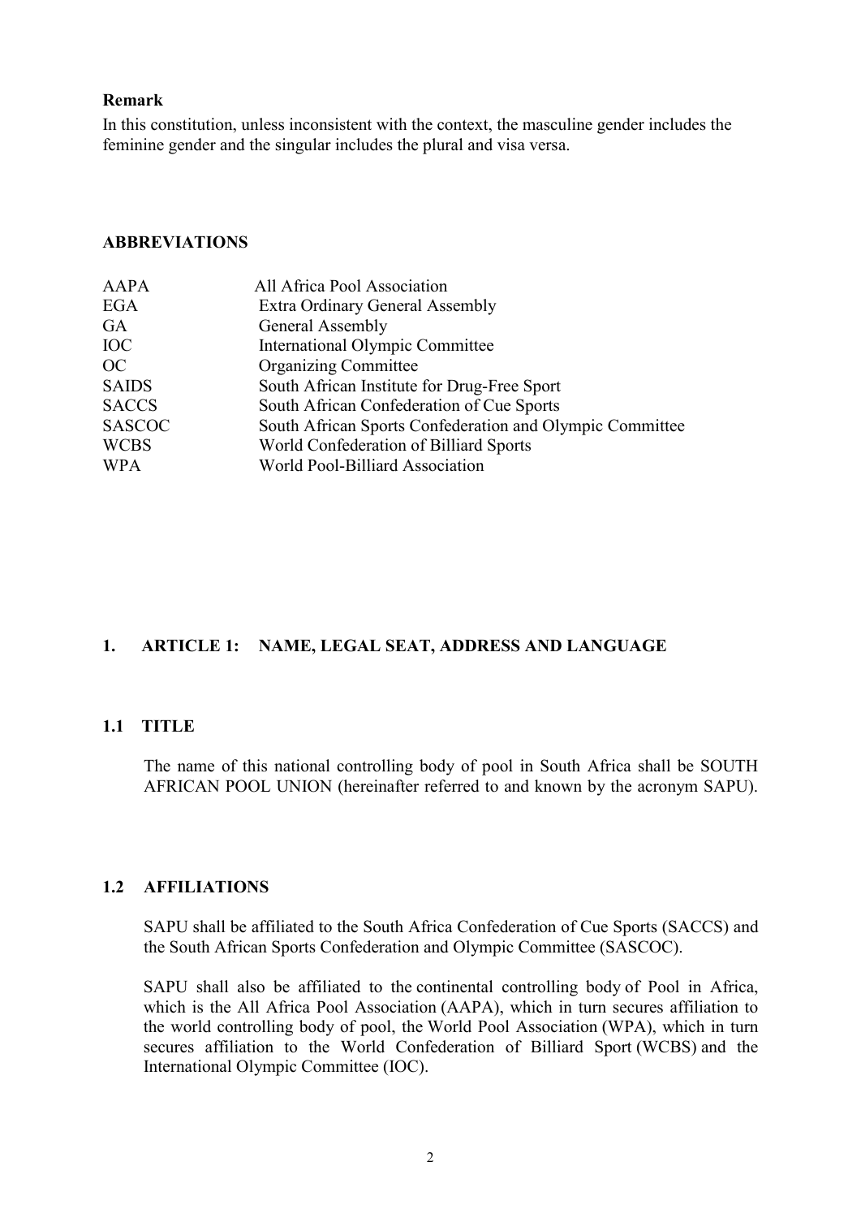**Remark**

In this constitution, unless inconsistent with the context, the masculine gender includes the feminine gender and the singular includes the plural and visa versa.

**ABBREVIATIONS**

| | |
|---|---|
| AAPA | All Africa Pool Association |
| EGA | Extra Ordinary General Assembly |
| GA | General Assembly |
| IOC | International Olympic Committee |
| OC | Organizing Committee |
| SAIDS | South African Institute for Drug-Free Sport |
| SACCS | South African Confederation of Cue Sports |
| SASCOC | South African Sports Confederation and Olympic Committee |
| WCBS | World Confederation of Billiard Sports |
| WPA | World Pool-Billiard Association |

## 1. ARTICLE 1: NAME, LEGAL SEAT, ADDRESS AND LANGUAGE

### 1.1 TITLE

The name of this national controlling body of pool in South Africa shall be SOUTH AFRICAN POOL UNION (hereinafter referred to and known by the acronym SAPU).

### 1.2 AFFILIATIONS

SAPU shall be affiliated to the South Africa Confederation of Cue Sports (SACCS) and the South African Sports Confederation and Olympic Committee (SASCOC).

SAPU shall also be affiliated to the continental controlling body of Pool in Africa, which is the All Africa Pool Association (AAPA), which in turn secures affiliation to the world controlling body of pool, the World Pool Association (WPA), which in turn secures affiliation to the World Confederation of Billiard Sport (WCBS) and the International Olympic Committee (IOC).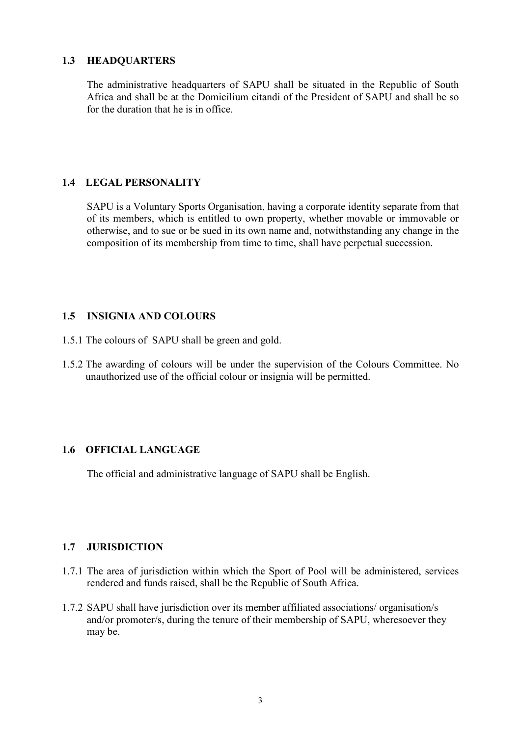### 1.3 HEADQUARTERS

The administrative headquarters of SAPU shall be situated in the Republic of South Africa and shall be at the Domicilium citandi of the President of SAPU and shall be so for the duration that he is in office.

### 1.4 LEGAL PERSONALITY

SAPU is a Voluntary Sports Organisation, having a corporate identity separate from that of its members, which is entitled to own property, whether movable or immovable or otherwise, and to sue or be sued in its own name and, notwithstanding any change in the composition of its membership from time to time, shall have perpetual succession.

### 1.5 INSIGNIA AND COLOURS

1.5.1 The colours of SAPU shall be green and gold.

1.5.2 The awarding of colours will be under the supervision of the Colours Committee. No unauthorized use of the official colour or insignia will be permitted.

### 1.6 OFFICIAL LANGUAGE

The official and administrative language of SAPU shall be English.

### 1.7 JURISDICTION

1.7.1 The area of jurisdiction within which the Sport of Pool will be administered, services rendered and funds raised, shall be the Republic of South Africa.

1.7.2 SAPU shall have jurisdiction over its member affiliated associations/ organisation/s and/or promoter/s, during the tenure of their membership of SAPU, wheresoever they may be.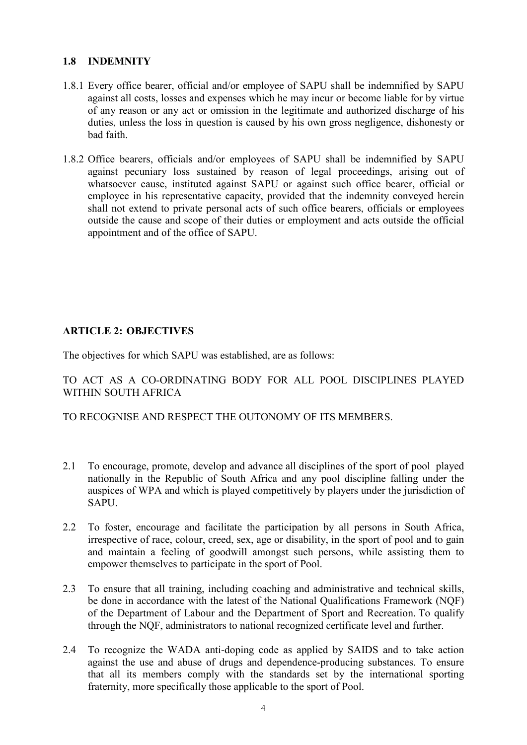### 1.8 INDEMNITY

1.8.1 Every office bearer, official and/or employee of SAPU shall be indemnified by SAPU against all costs, losses and expenses which he may incur or become liable for by virtue of any reason or any act or omission in the legitimate and authorized discharge of his duties, unless the loss in question is caused by his own gross negligence, dishonesty or bad faith.

1.8.2 Office bearers, officials and/or employees of SAPU shall be indemnified by SAPU against pecuniary loss sustained by reason of legal proceedings, arising out of whatsoever cause, instituted against SAPU or against such office bearer, official or employee in his representative capacity, provided that the indemnity conveyed herein shall not extend to private personal acts of such office bearers, officials or employees outside the cause and scope of their duties or employment and acts outside the official appointment and of the office of SAPU.

## ARTICLE 2: OBJECTIVES

The objectives for which SAPU was established, are as follows:

TO ACT AS A CO-ORDINATING BODY FOR ALL POOL DISCIPLINES PLAYED WITHIN SOUTH AFRICA

TO RECOGNISE AND RESPECT THE OUTONOMY OF ITS MEMBERS.

2.1 To encourage, promote, develop and advance all disciplines of the sport of pool played nationally in the Republic of South Africa and any pool discipline falling under the auspices of WPA and which is played competitively by players under the jurisdiction of SAPU.

2.2 To foster, encourage and facilitate the participation by all persons in South Africa, irrespective of race, colour, creed, sex, age or disability, in the sport of pool and to gain and maintain a feeling of goodwill amongst such persons, while assisting them to empower themselves to participate in the sport of Pool.

2.3 To ensure that all training, including coaching and administrative and technical skills, be done in accordance with the latest of the National Qualifications Framework (NQF) of the Department of Labour and the Department of Sport and Recreation. To qualify through the NQF, administrators to national recognized certificate level and further.

2.4 To recognize the WADA anti-doping code as applied by SAIDS and to take action against the use and abuse of drugs and dependence-producing substances. To ensure that all its members comply with the standards set by the international sporting fraternity, more specifically those applicable to the sport of Pool.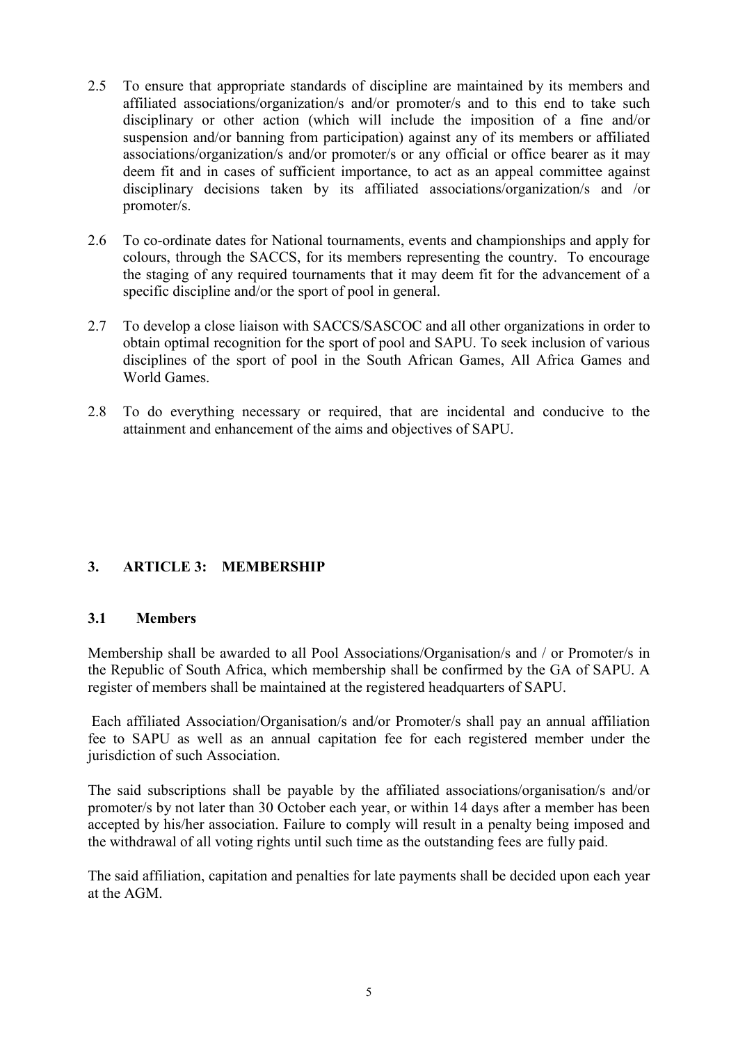2.5 To ensure that appropriate standards of discipline are maintained by its members and affiliated associations/organization/s and/or promoter/s and to this end to take such disciplinary or other action (which will include the imposition of a fine and/or suspension and/or banning from participation) against any of its members or affiliated associations/organization/s and/or promoter/s or any official or office bearer as it may deem fit and in cases of sufficient importance, to act as an appeal committee against disciplinary decisions taken by its affiliated associations/organization/s and /or promoter/s.

2.6 To co-ordinate dates for National tournaments, events and championships and apply for colours, through the SACCS, for its members representing the country. To encourage the staging of any required tournaments that it may deem fit for the advancement of a specific discipline and/or the sport of pool in general.

2.7 To develop a close liaison with SACCS/SASCOC and all other organizations in order to obtain optimal recognition for the sport of pool and SAPU. To seek inclusion of various disciplines of the sport of pool in the South African Games, All Africa Games and World Games.

2.8 To do everything necessary or required, that are incidental and conducive to the attainment and enhancement of the aims and objectives of SAPU.

## 3. ARTICLE 3: MEMBERSHIP

### 3.1 Members

Membership shall be awarded to all Pool Associations/Organisation/s and / or Promoter/s in the Republic of South Africa, which membership shall be confirmed by the GA of SAPU. A register of members shall be maintained at the registered headquarters of SAPU.

Each affiliated Association/Organisation/s and/or Promoter/s shall pay an annual affiliation fee to SAPU as well as an annual capitation fee for each registered member under the jurisdiction of such Association.

The said subscriptions shall be payable by the affiliated associations/organisation/s and/or promoter/s by not later than 30 October each year, or within 14 days after a member has been accepted by his/her association. Failure to comply will result in a penalty being imposed and the withdrawal of all voting rights until such time as the outstanding fees are fully paid.

The said affiliation, capitation and penalties for late payments shall be decided upon each year at the AGM.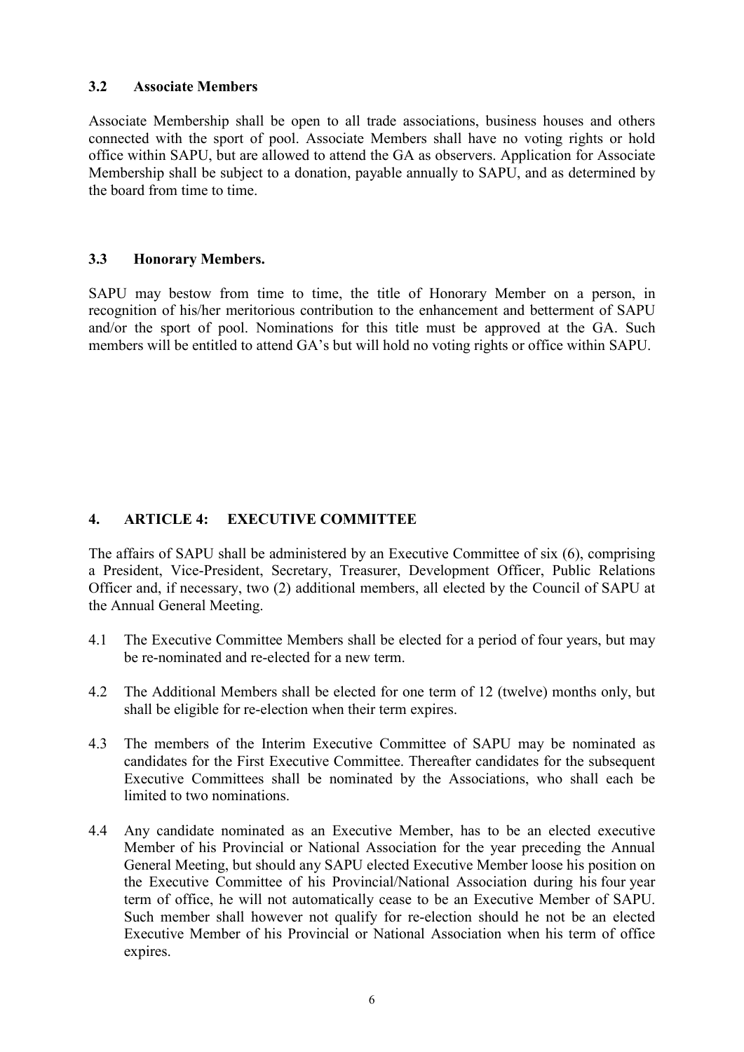### 3.2 Associate Members

Associate Membership shall be open to all trade associations, business houses and others connected with the sport of pool. Associate Members shall have no voting rights or hold office within SAPU, but are allowed to attend the GA as observers. Application for Associate Membership shall be subject to a donation, payable annually to SAPU, and as determined by the board from time to time.

### 3.3 Honorary Members.

SAPU may bestow from time to time, the title of Honorary Member on a person, in recognition of his/her meritorious contribution to the enhancement and betterment of SAPU and/or the sport of pool. Nominations for this title must be approved at the GA. Such members will be entitled to attend GA's but will hold no voting rights or office within SAPU.

## 4. ARTICLE 4: EXECUTIVE COMMITTEE

The affairs of SAPU shall be administered by an Executive Committee of six (6), comprising a President, Vice-President, Secretary, Treasurer, Development Officer, Public Relations Officer and, if necessary, two (2) additional members, all elected by the Council of SAPU at the Annual General Meeting.

4.1 The Executive Committee Members shall be elected for a period of four years, but may be re-nominated and re-elected for a new term.

4.2 The Additional Members shall be elected for one term of 12 (twelve) months only, but shall be eligible for re-election when their term expires.

4.3 The members of the Interim Executive Committee of SAPU may be nominated as candidates for the First Executive Committee. Thereafter candidates for the subsequent Executive Committees shall be nominated by the Associations, who shall each be limited to two nominations.

4.4 Any candidate nominated as an Executive Member, has to be an elected executive Member of his Provincial or National Association for the year preceding the Annual General Meeting, but should any SAPU elected Executive Member loose his position on the Executive Committee of his Provincial/National Association during his four year term of office, he will not automatically cease to be an Executive Member of SAPU. Such member shall however not qualify for re-election should he not be an elected Executive Member of his Provincial or National Association when his term of office expires.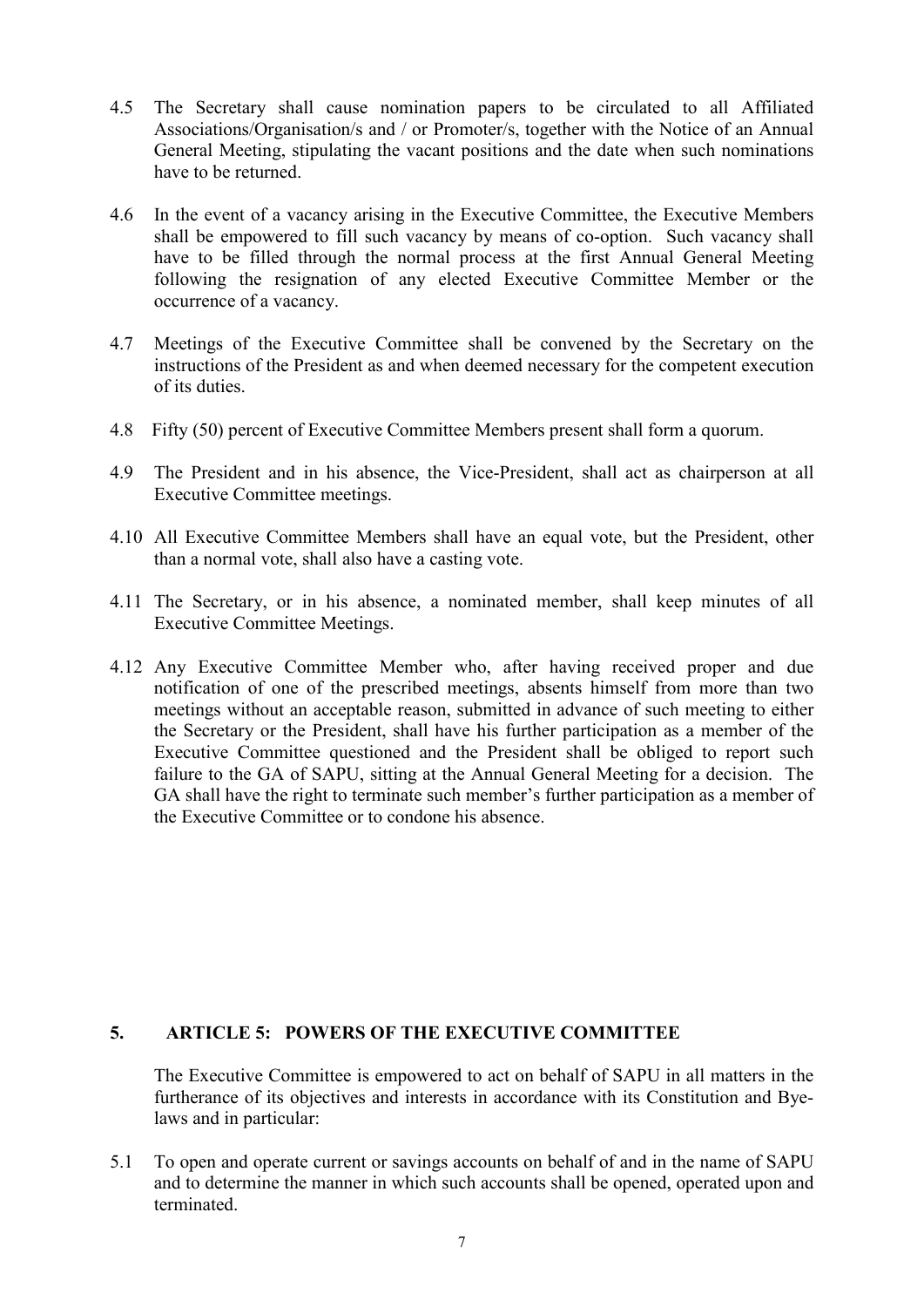4.5 The Secretary shall cause nomination papers to be circulated to all Affiliated Associations/Organisation/s and / or Promoter/s, together with the Notice of an Annual General Meeting, stipulating the vacant positions and the date when such nominations have to be returned.

4.6 In the event of a vacancy arising in the Executive Committee, the Executive Members shall be empowered to fill such vacancy by means of co-option. Such vacancy shall have to be filled through the normal process at the first Annual General Meeting following the resignation of any elected Executive Committee Member or the occurrence of a vacancy.

4.7 Meetings of the Executive Committee shall be convened by the Secretary on the instructions of the President as and when deemed necessary for the competent execution of its duties.

4.8 Fifty (50) percent of Executive Committee Members present shall form a quorum.

4.9 The President and in his absence, the Vice-President, shall act as chairperson at all Executive Committee meetings.

4.10 All Executive Committee Members shall have an equal vote, but the President, other than a normal vote, shall also have a casting vote.

4.11 The Secretary, or in his absence, a nominated member, shall keep minutes of all Executive Committee Meetings.

4.12 Any Executive Committee Member who, after having received proper and due notification of one of the prescribed meetings, absents himself from more than two meetings without an acceptable reason, submitted in advance of such meeting to either the Secretary or the President, shall have his further participation as a member of the Executive Committee questioned and the President shall be obliged to report such failure to the GA of SAPU, sitting at the Annual General Meeting for a decision. The GA shall have the right to terminate such member's further participation as a member of the Executive Committee or to condone his absence.

## 5. ARTICLE 5: POWERS OF THE EXECUTIVE COMMITTEE

The Executive Committee is empowered to act on behalf of SAPU in all matters in the furtherance of its objectives and interests in accordance with its Constitution and Bye-laws and in particular:

5.1 To open and operate current or savings accounts on behalf of and in the name of SAPU and to determine the manner in which such accounts shall be opened, operated upon and terminated.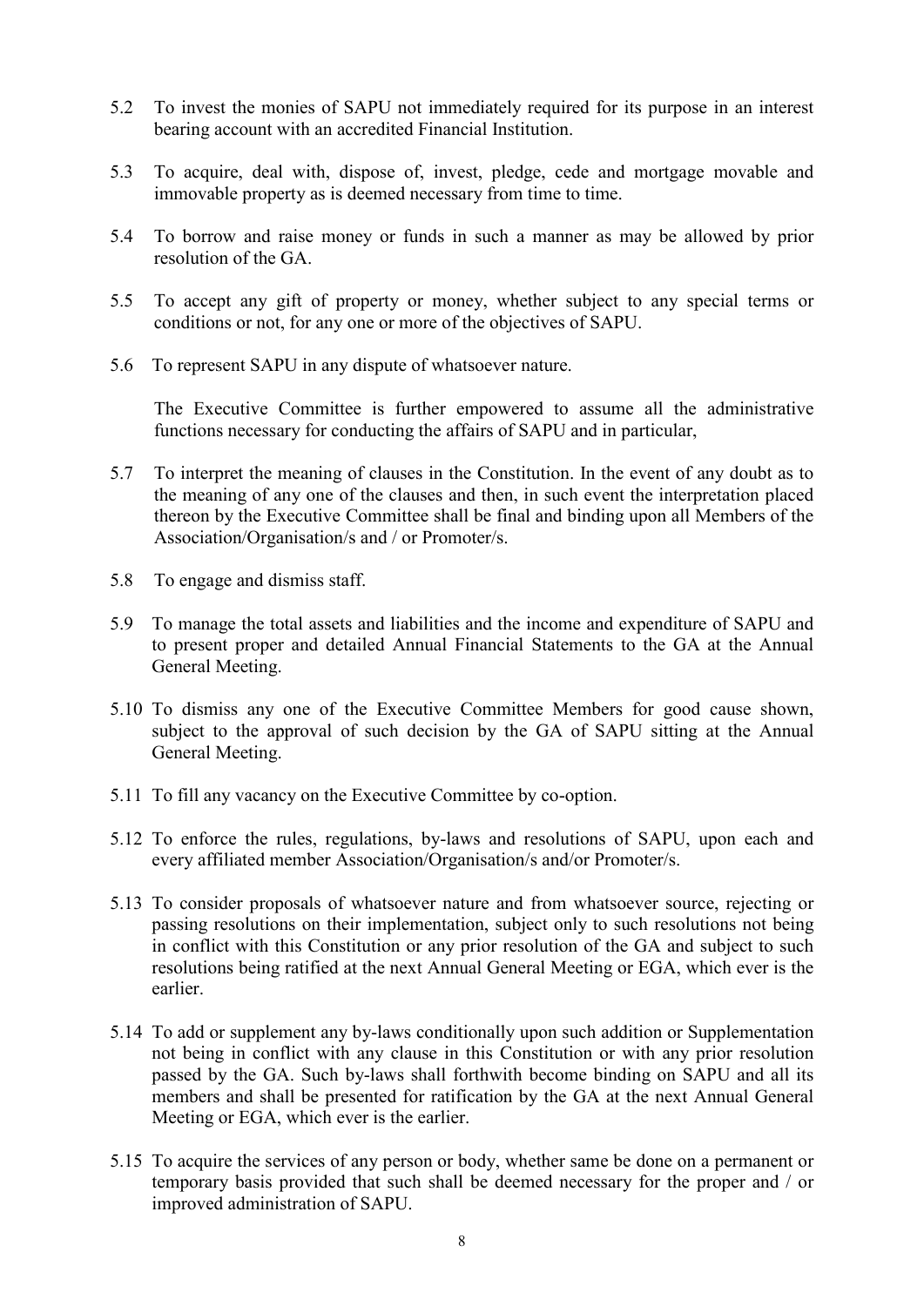5.2 To invest the monies of SAPU not immediately required for its purpose in an interest bearing account with an accredited Financial Institution.

5.3 To acquire, deal with, dispose of, invest, pledge, cede and mortgage movable and immovable property as is deemed necessary from time to time.

5.4 To borrow and raise money or funds in such a manner as may be allowed by prior resolution of the GA.

5.5 To accept any gift of property or money, whether subject to any special terms or conditions or not, for any one or more of the objectives of SAPU.

5.6 To represent SAPU in any dispute of whatsoever nature.

The Executive Committee is further empowered to assume all the administrative functions necessary for conducting the affairs of SAPU and in particular,

5.7 To interpret the meaning of clauses in the Constitution. In the event of any doubt as to the meaning of any one of the clauses and then, in such event the interpretation placed thereon by the Executive Committee shall be final and binding upon all Members of the Association/Organisation/s and / or Promoter/s.

5.8 To engage and dismiss staff.

5.9 To manage the total assets and liabilities and the income and expenditure of SAPU and to present proper and detailed Annual Financial Statements to the GA at the Annual General Meeting.

5.10 To dismiss any one of the Executive Committee Members for good cause shown, subject to the approval of such decision by the GA of SAPU sitting at the Annual General Meeting.

5.11 To fill any vacancy on the Executive Committee by co-option.

5.12 To enforce the rules, regulations, by-laws and resolutions of SAPU, upon each and every affiliated member Association/Organisation/s and/or Promoter/s.

5.13 To consider proposals of whatsoever nature and from whatsoever source, rejecting or passing resolutions on their implementation, subject only to such resolutions not being in conflict with this Constitution or any prior resolution of the GA and subject to such resolutions being ratified at the next Annual General Meeting or EGA, which ever is the earlier.

5.14 To add or supplement any by-laws conditionally upon such addition or Supplementation not being in conflict with any clause in this Constitution or with any prior resolution passed by the GA. Such by-laws shall forthwith become binding on SAPU and all its members and shall be presented for ratification by the GA at the next Annual General Meeting or EGA, which ever is the earlier.

5.15 To acquire the services of any person or body, whether same be done on a permanent or temporary basis provided that such shall be deemed necessary for the proper and / or improved administration of SAPU.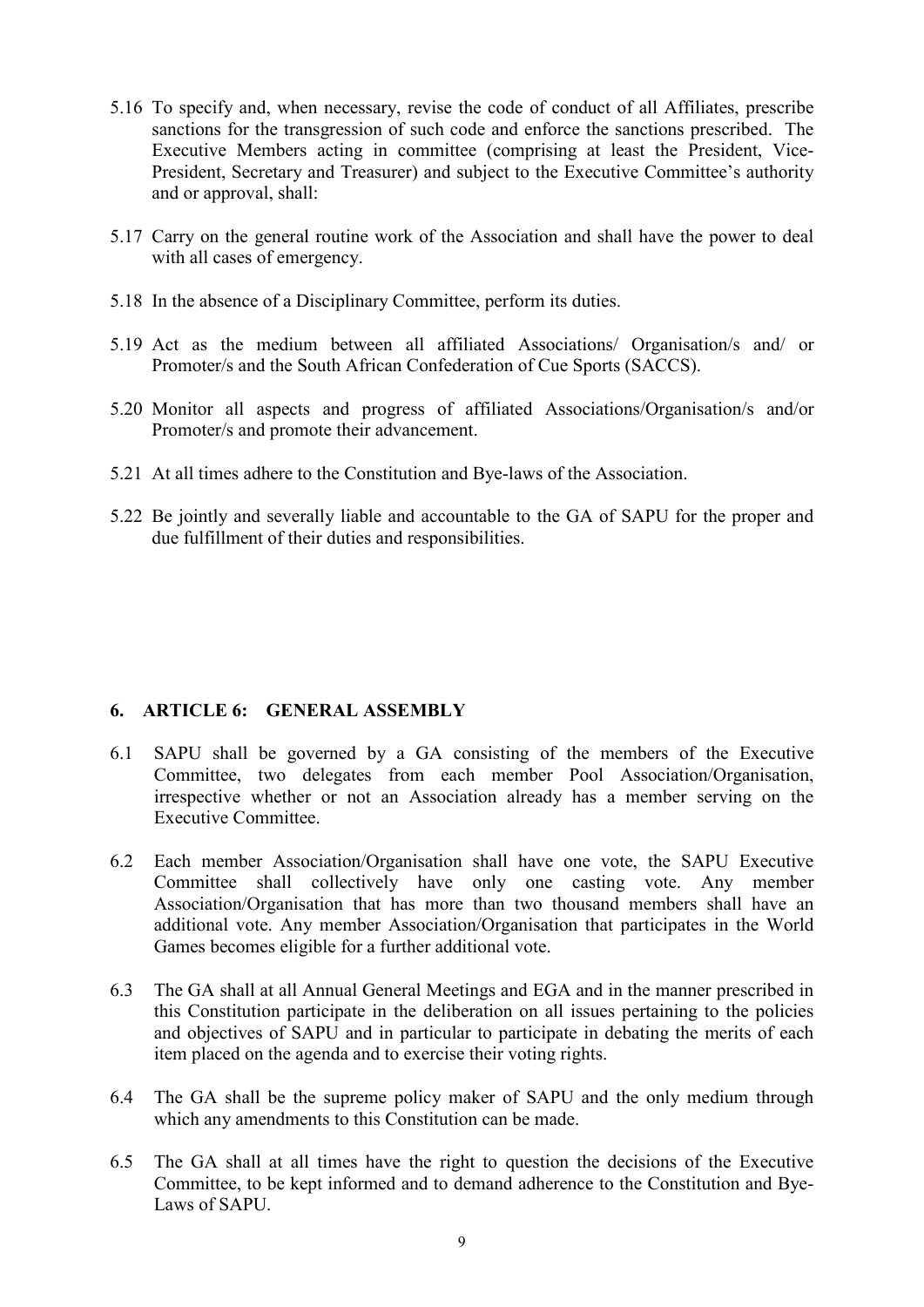5.16 To specify and, when necessary, revise the code of conduct of all Affiliates, prescribe sanctions for the transgression of such code and enforce the sanctions prescribed. The Executive Members acting in committee (comprising at least the President, Vice-President, Secretary and Treasurer) and subject to the Executive Committee's authority and or approval, shall:

5.17 Carry on the general routine work of the Association and shall have the power to deal with all cases of emergency.

5.18 In the absence of a Disciplinary Committee, perform its duties.

5.19 Act as the medium between all affiliated Associations/ Organisation/s and/ or Promoter/s and the South African Confederation of Cue Sports (SACCS).

5.20 Monitor all aspects and progress of affiliated Associations/Organisation/s and/or Promoter/s and promote their advancement.

5.21 At all times adhere to the Constitution and Bye-laws of the Association.

5.22 Be jointly and severally liable and accountable to the GA of SAPU for the proper and due fulfillment of their duties and responsibilities.

## 6. ARTICLE 6: GENERAL ASSEMBLY

6.1 SAPU shall be governed by a GA consisting of the members of the Executive Committee, two delegates from each member Pool Association/Organisation, irrespective whether or not an Association already has a member serving on the Executive Committee.

6.2 Each member Association/Organisation shall have one vote, the SAPU Executive Committee shall collectively have only one casting vote. Any member Association/Organisation that has more than two thousand members shall have an additional vote. Any member Association/Organisation that participates in the World Games becomes eligible for a further additional vote.

6.3 The GA shall at all Annual General Meetings and EGA and in the manner prescribed in this Constitution participate in the deliberation on all issues pertaining to the policies and objectives of SAPU and in particular to participate in debating the merits of each item placed on the agenda and to exercise their voting rights.

6.4 The GA shall be the supreme policy maker of SAPU and the only medium through which any amendments to this Constitution can be made.

6.5 The GA shall at all times have the right to question the decisions of the Executive Committee, to be kept informed and to demand adherence to the Constitution and Bye-Laws of SAPU.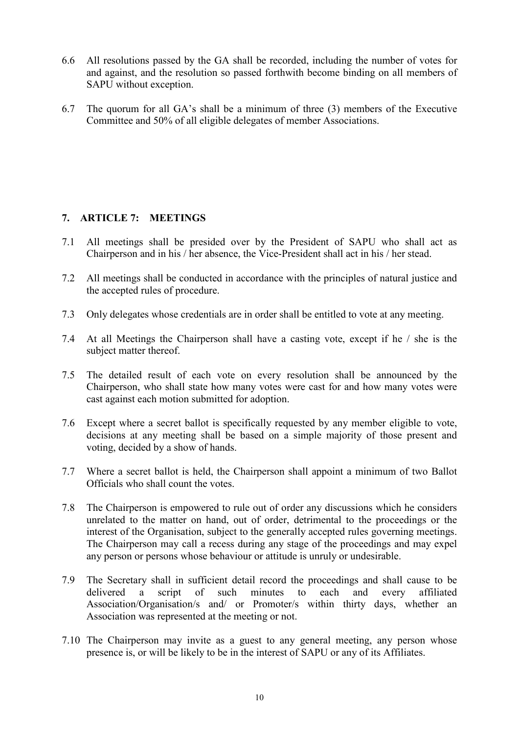6.6 All resolutions passed by the GA shall be recorded, including the number of votes for and against, and the resolution so passed forthwith become binding on all members of SAPU without exception.

6.7 The quorum for all GA's shall be a minimum of three (3) members of the Executive Committee and 50% of all eligible delegates of member Associations.

## 7. ARTICLE 7: MEETINGS

7.1 All meetings shall be presided over by the President of SAPU who shall act as Chairperson and in his / her absence, the Vice-President shall act in his / her stead.

7.2 All meetings shall be conducted in accordance with the principles of natural justice and the accepted rules of procedure.

7.3 Only delegates whose credentials are in order shall be entitled to vote at any meeting.

7.4 At all Meetings the Chairperson shall have a casting vote, except if he / she is the subject matter thereof.

7.5 The detailed result of each vote on every resolution shall be announced by the Chairperson, who shall state how many votes were cast for and how many votes were cast against each motion submitted for adoption.

7.6 Except where a secret ballot is specifically requested by any member eligible to vote, decisions at any meeting shall be based on a simple majority of those present and voting, decided by a show of hands.

7.7 Where a secret ballot is held, the Chairperson shall appoint a minimum of two Ballot Officials who shall count the votes.

7.8 The Chairperson is empowered to rule out of order any discussions which he considers unrelated to the matter on hand, out of order, detrimental to the proceedings or the interest of the Organisation, subject to the generally accepted rules governing meetings. The Chairperson may call a recess during any stage of the proceedings and may expel any person or persons whose behaviour or attitude is unruly or undesirable.

7.9 The Secretary shall in sufficient detail record the proceedings and shall cause to be delivered a script of such minutes to each and every affiliated Association/Organisation/s and/ or Promoter/s within thirty days, whether an Association was represented at the meeting or not.

7.10 The Chairperson may invite as a guest to any general meeting, any person whose presence is, or will be likely to be in the interest of SAPU or any of its Affiliates.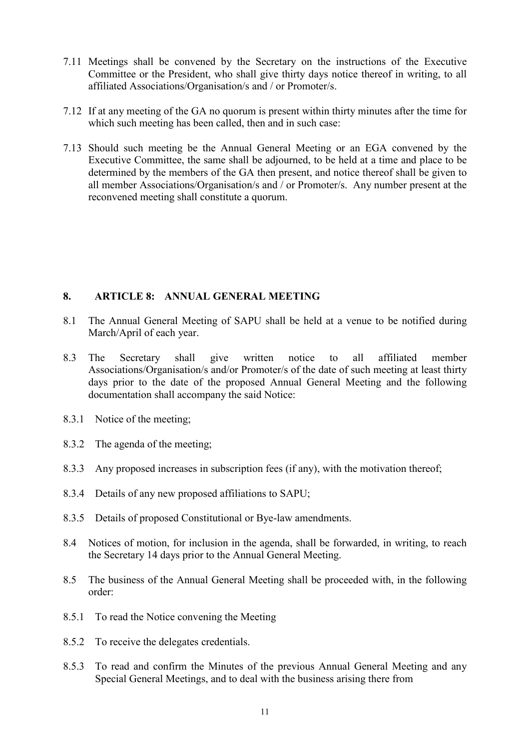7.11 Meetings shall be convened by the Secretary on the instructions of the Executive Committee or the President, who shall give thirty days notice thereof in writing, to all affiliated Associations/Organisation/s and / or Promoter/s.

7.12 If at any meeting of the GA no quorum is present within thirty minutes after the time for which such meeting has been called, then and in such case:

7.13 Should such meeting be the Annual General Meeting or an EGA convened by the Executive Committee, the same shall be adjourned, to be held at a time and place to be determined by the members of the GA then present, and notice thereof shall be given to all member Associations/Organisation/s and / or Promoter/s. Any number present at the reconvened meeting shall constitute a quorum.

## 8. ARTICLE 8: ANNUAL GENERAL MEETING

8.1 The Annual General Meeting of SAPU shall be held at a venue to be notified during March/April of each year.

8.3 The Secretary shall give written notice to all affiliated member Associations/Organisation/s and/or Promoter/s of the date of such meeting at least thirty days prior to the date of the proposed Annual General Meeting and the following documentation shall accompany the said Notice:

8.3.1 Notice of the meeting;

8.3.2 The agenda of the meeting;

8.3.3 Any proposed increases in subscription fees (if any), with the motivation thereof;

8.3.4 Details of any new proposed affiliations to SAPU;

8.3.5 Details of proposed Constitutional or Bye-law amendments.

8.4 Notices of motion, for inclusion in the agenda, shall be forwarded, in writing, to reach the Secretary 14 days prior to the Annual General Meeting.

8.5 The business of the Annual General Meeting shall be proceeded with, in the following order:

8.5.1 To read the Notice convening the Meeting

8.5.2 To receive the delegates credentials.

8.5.3 To read and confirm the Minutes of the previous Annual General Meeting and any Special General Meetings, and to deal with the business arising there from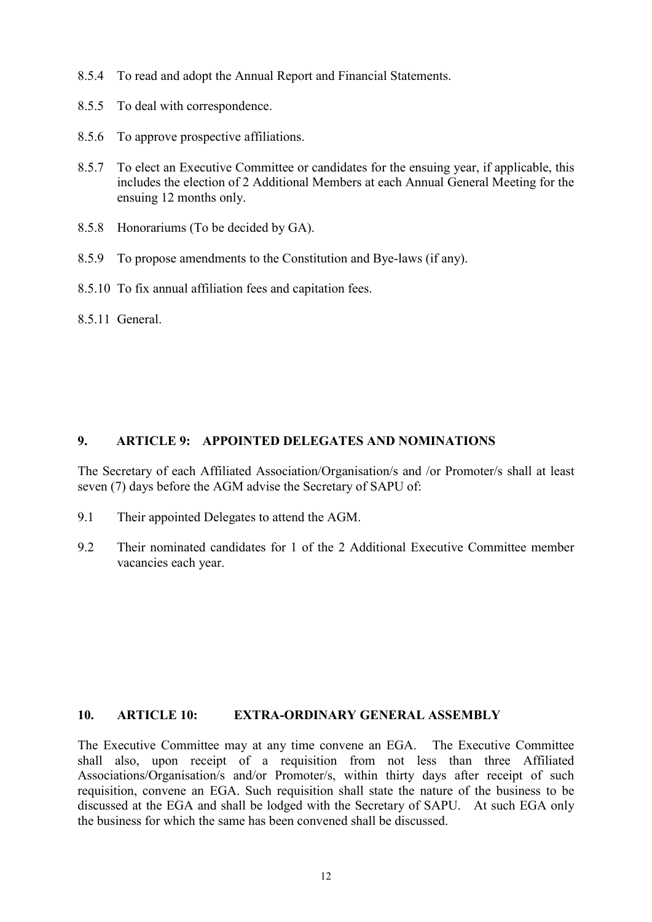8.5.4 To read and adopt the Annual Report and Financial Statements.

8.5.5 To deal with correspondence.

8.5.6 To approve prospective affiliations.

8.5.7 To elect an Executive Committee or candidates for the ensuing year, if applicable, this includes the election of 2 Additional Members at each Annual General Meeting for the ensuing 12 months only.

8.5.8 Honorariums (To be decided by GA).

8.5.9 To propose amendments to the Constitution and Bye-laws (if any).

8.5.10 To fix annual affiliation fees and capitation fees.

8.5.11 General.

## 9. ARTICLE 9: APPOINTED DELEGATES AND NOMINATIONS

The Secretary of each Affiliated Association/Organisation/s and /or Promoter/s shall at least seven (7) days before the AGM advise the Secretary of SAPU of:

9.1 Their appointed Delegates to attend the AGM.

9.2 Their nominated candidates for 1 of the 2 Additional Executive Committee member vacancies each year.

## 10. ARTICLE 10: EXTRA-ORDINARY GENERAL ASSEMBLY

The Executive Committee may at any time convene an EGA. The Executive Committee shall also, upon receipt of a requisition from not less than three Affiliated Associations/Organisation/s and/or Promoter/s, within thirty days after receipt of such requisition, convene an EGA. Such requisition shall state the nature of the business to be discussed at the EGA and shall be lodged with the Secretary of SAPU. At such EGA only the business for which the same has been convened shall be discussed.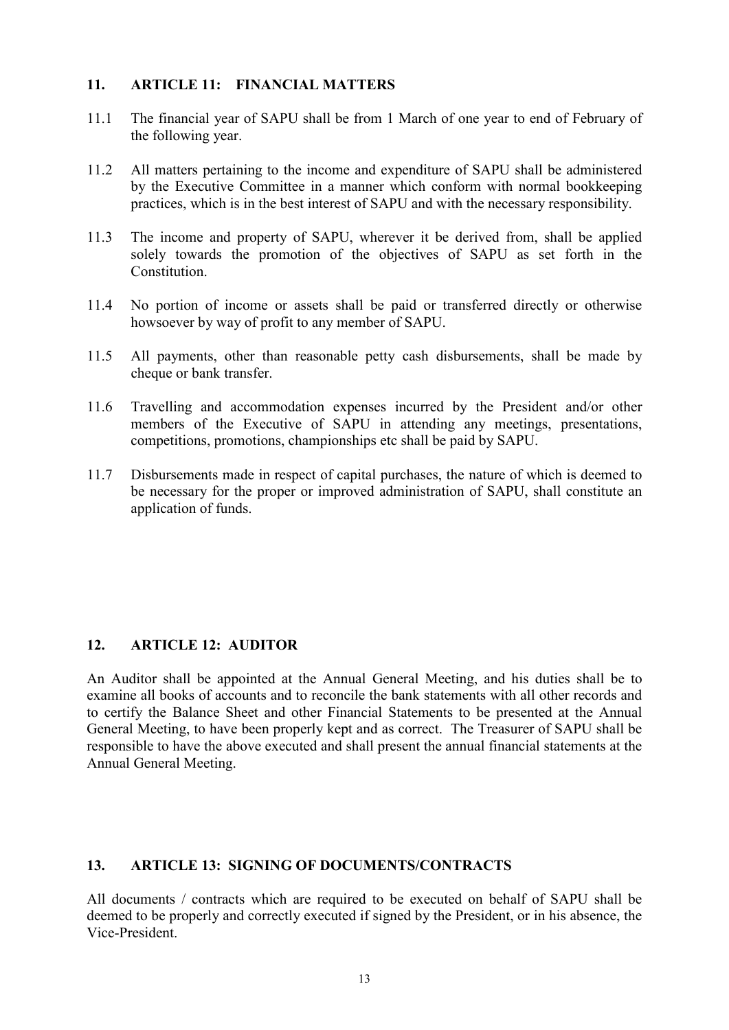## 11. ARTICLE 11: FINANCIAL MATTERS

11.1 The financial year of SAPU shall be from 1 March of one year to end of February of the following year.

11.2 All matters pertaining to the income and expenditure of SAPU shall be administered by the Executive Committee in a manner which conform with normal bookkeeping practices, which is in the best interest of SAPU and with the necessary responsibility.

11.3 The income and property of SAPU, wherever it be derived from, shall be applied solely towards the promotion of the objectives of SAPU as set forth in the Constitution.

11.4 No portion of income or assets shall be paid or transferred directly or otherwise howsoever by way of profit to any member of SAPU.

11.5 All payments, other than reasonable petty cash disbursements, shall be made by cheque or bank transfer.

11.6 Travelling and accommodation expenses incurred by the President and/or other members of the Executive of SAPU in attending any meetings, presentations, competitions, promotions, championships etc shall be paid by SAPU.

11.7 Disbursements made in respect of capital purchases, the nature of which is deemed to be necessary for the proper or improved administration of SAPU, shall constitute an application of funds.

## 12. ARTICLE 12: AUDITOR

An Auditor shall be appointed at the Annual General Meeting, and his duties shall be to examine all books of accounts and to reconcile the bank statements with all other records and to certify the Balance Sheet and other Financial Statements to be presented at the Annual General Meeting, to have been properly kept and as correct. The Treasurer of SAPU shall be responsible to have the above executed and shall present the annual financial statements at the Annual General Meeting.

## 13. ARTICLE 13: SIGNING OF DOCUMENTS/CONTRACTS

All documents / contracts which are required to be executed on behalf of SAPU shall be deemed to be properly and correctly executed if signed by the President, or in his absence, the Vice-President.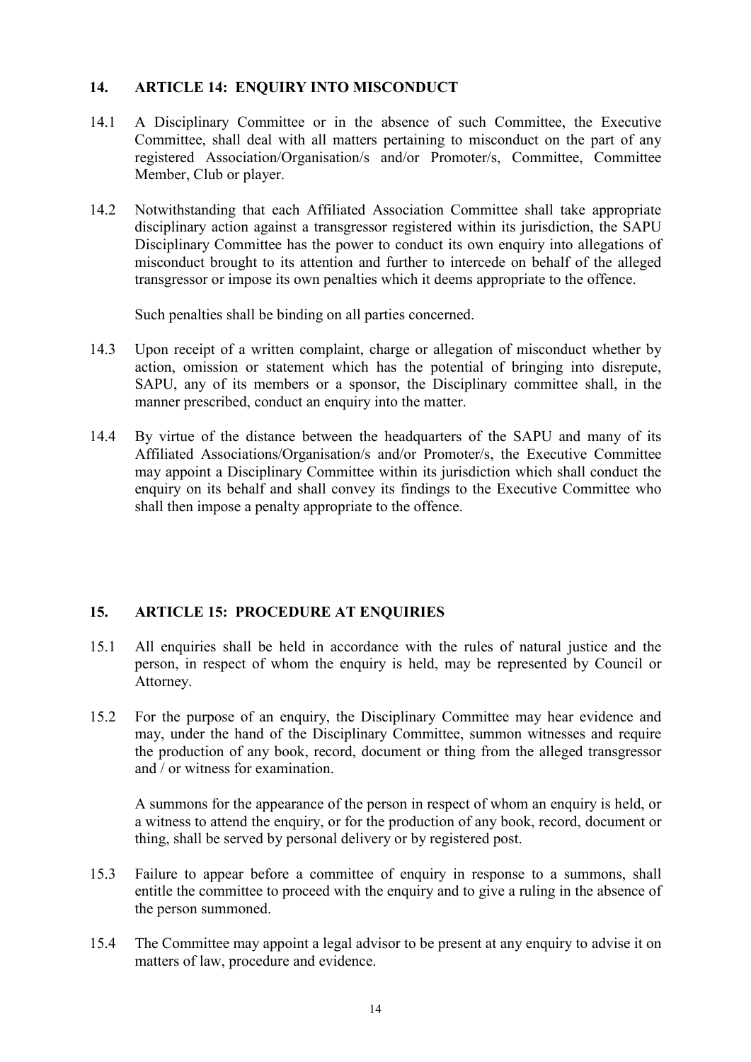## 14. ARTICLE 14: ENQUIRY INTO MISCONDUCT

14.1 A Disciplinary Committee or in the absence of such Committee, the Executive Committee, shall deal with all matters pertaining to misconduct on the part of any registered Association/Organisation/s and/or Promoter/s, Committee, Committee Member, Club or player.

14.2 Notwithstanding that each Affiliated Association Committee shall take appropriate disciplinary action against a transgressor registered within its jurisdiction, the SAPU Disciplinary Committee has the power to conduct its own enquiry into allegations of misconduct brought to its attention and further to intercede on behalf of the alleged transgressor or impose its own penalties which it deems appropriate to the offence.

Such penalties shall be binding on all parties concerned.

14.3 Upon receipt of a written complaint, charge or allegation of misconduct whether by action, omission or statement which has the potential of bringing into disrepute, SAPU, any of its members or a sponsor, the Disciplinary committee shall, in the manner prescribed, conduct an enquiry into the matter.

14.4 By virtue of the distance between the headquarters of the SAPU and many of its Affiliated Associations/Organisation/s and/or Promoter/s, the Executive Committee may appoint a Disciplinary Committee within its jurisdiction which shall conduct the enquiry on its behalf and shall convey its findings to the Executive Committee who shall then impose a penalty appropriate to the offence.

## 15. ARTICLE 15: PROCEDURE AT ENQUIRIES

15.1 All enquiries shall be held in accordance with the rules of natural justice and the person, in respect of whom the enquiry is held, may be represented by Council or Attorney.

15.2 For the purpose of an enquiry, the Disciplinary Committee may hear evidence and may, under the hand of the Disciplinary Committee, summon witnesses and require the production of any book, record, document or thing from the alleged transgressor and / or witness for examination.

A summons for the appearance of the person in respect of whom an enquiry is held, or a witness to attend the enquiry, or for the production of any book, record, document or thing, shall be served by personal delivery or by registered post.

15.3 Failure to appear before a committee of enquiry in response to a summons, shall entitle the committee to proceed with the enquiry and to give a ruling in the absence of the person summoned.

15.4 The Committee may appoint a legal advisor to be present at any enquiry to advise it on matters of law, procedure and evidence.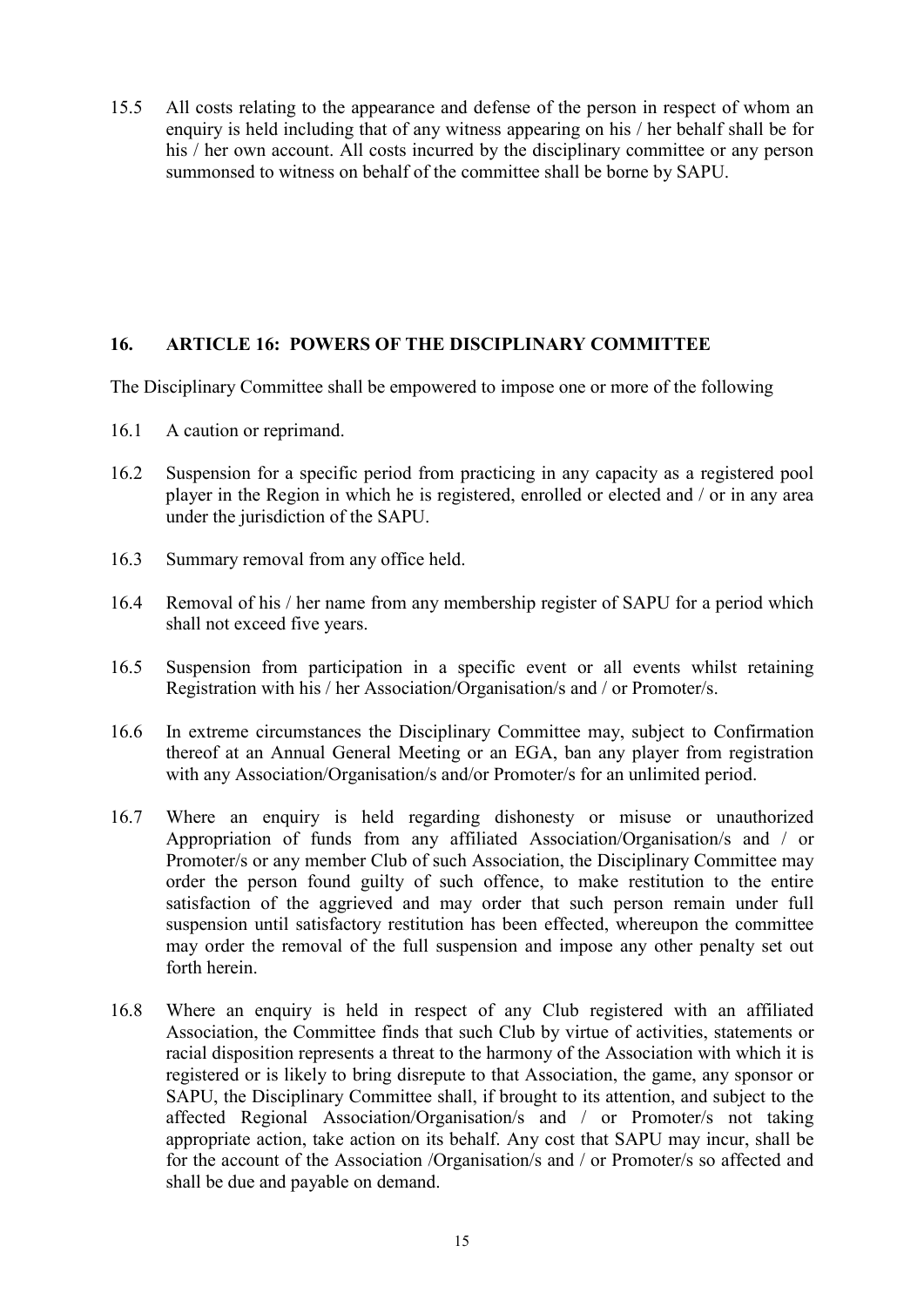15.5 All costs relating to the appearance and defense of the person in respect of whom an enquiry is held including that of any witness appearing on his / her behalf shall be for his / her own account. All costs incurred by the disciplinary committee or any person summonsed to witness on behalf of the committee shall be borne by SAPU.

## 16. ARTICLE 16: POWERS OF THE DISCIPLINARY COMMITTEE

The Disciplinary Committee shall be empowered to impose one or more of the following

16.1 A caution or reprimand.

16.2 Suspension for a specific period from practicing in any capacity as a registered pool player in the Region in which he is registered, enrolled or elected and / or in any area under the jurisdiction of the SAPU.

16.3 Summary removal from any office held.

16.4 Removal of his / her name from any membership register of SAPU for a period which shall not exceed five years.

16.5 Suspension from participation in a specific event or all events whilst retaining Registration with his / her Association/Organisation/s and / or Promoter/s.

16.6 In extreme circumstances the Disciplinary Committee may, subject to Confirmation thereof at an Annual General Meeting or an EGA, ban any player from registration with any Association/Organisation/s and/or Promoter/s for an unlimited period.

16.7 Where an enquiry is held regarding dishonesty or misuse or unauthorized Appropriation of funds from any affiliated Association/Organisation/s and / or Promoter/s or any member Club of such Association, the Disciplinary Committee may order the person found guilty of such offence, to make restitution to the entire satisfaction of the aggrieved and may order that such person remain under full suspension until satisfactory restitution has been effected, whereupon the committee may order the removal of the full suspension and impose any other penalty set out forth herein.

16.8 Where an enquiry is held in respect of any Club registered with an affiliated Association, the Committee finds that such Club by virtue of activities, statements or racial disposition represents a threat to the harmony of the Association with which it is registered or is likely to bring disrepute to that Association, the game, any sponsor or SAPU, the Disciplinary Committee shall, if brought to its attention, and subject to the affected Regional Association/Organisation/s and / or Promoter/s not taking appropriate action, take action on its behalf. Any cost that SAPU may incur, shall be for the account of the Association /Organisation/s and / or Promoter/s so affected and shall be due and payable on demand.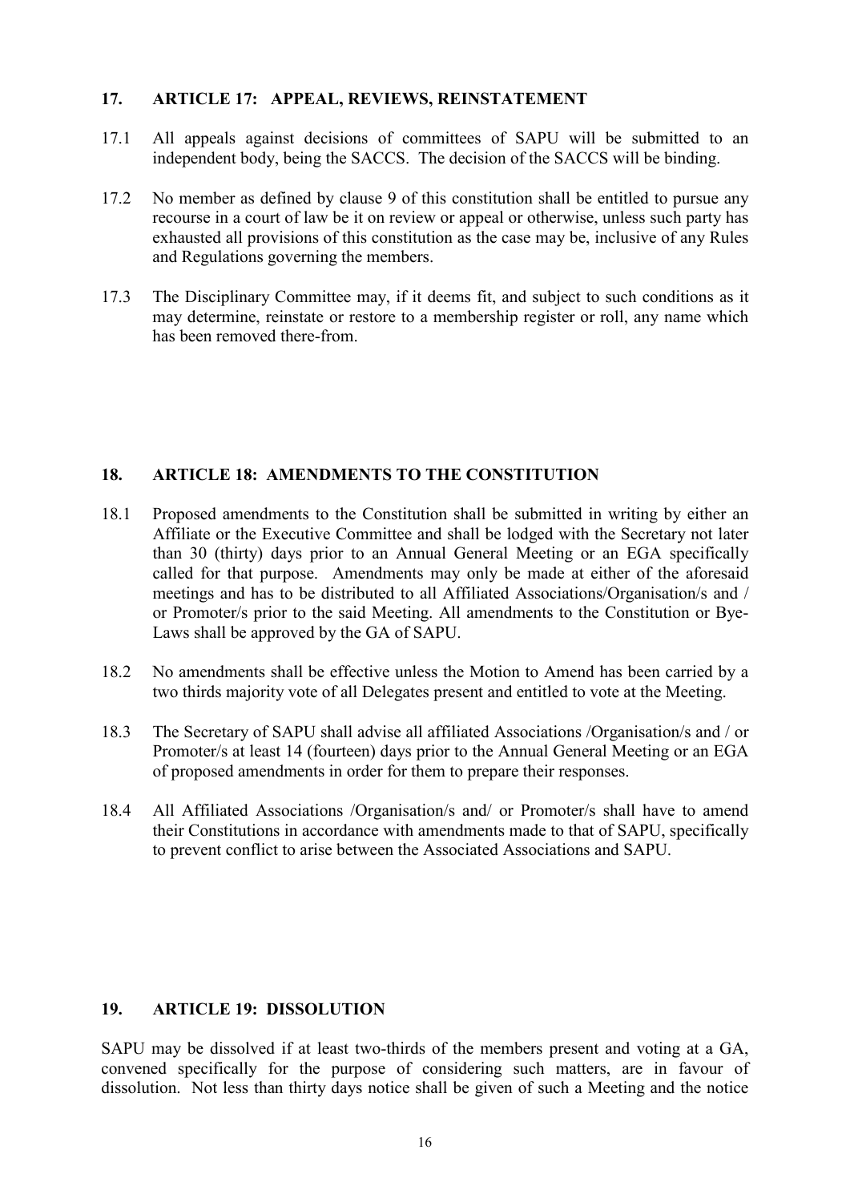## 17. ARTICLE 17: APPEAL, REVIEWS, REINSTATEMENT

17.1 All appeals against decisions of committees of SAPU will be submitted to an independent body, being the SACCS. The decision of the SACCS will be binding.

17.2 No member as defined by clause 9 of this constitution shall be entitled to pursue any recourse in a court of law be it on review or appeal or otherwise, unless such party has exhausted all provisions of this constitution as the case may be, inclusive of any Rules and Regulations governing the members.

17.3 The Disciplinary Committee may, if it deems fit, and subject to such conditions as it may determine, reinstate or restore to a membership register or roll, any name which has been removed there-from.

## 18. ARTICLE 18: AMENDMENTS TO THE CONSTITUTION

18.1 Proposed amendments to the Constitution shall be submitted in writing by either an Affiliate or the Executive Committee and shall be lodged with the Secretary not later than 30 (thirty) days prior to an Annual General Meeting or an EGA specifically called for that purpose. Amendments may only be made at either of the aforesaid meetings and has to be distributed to all Affiliated Associations/Organisation/s and / or Promoter/s prior to the said Meeting. All amendments to the Constitution or Bye-Laws shall be approved by the GA of SAPU.

18.2 No amendments shall be effective unless the Motion to Amend has been carried by a two thirds majority vote of all Delegates present and entitled to vote at the Meeting.

18.3 The Secretary of SAPU shall advise all affiliated Associations /Organisation/s and / or Promoter/s at least 14 (fourteen) days prior to the Annual General Meeting or an EGA of proposed amendments in order for them to prepare their responses.

18.4 All Affiliated Associations /Organisation/s and/ or Promoter/s shall have to amend their Constitutions in accordance with amendments made to that of SAPU, specifically to prevent conflict to arise between the Associated Associations and SAPU.

## 19. ARTICLE 19: DISSOLUTION

SAPU may be dissolved if at least two-thirds of the members present and voting at a GA, convened specifically for the purpose of considering such matters, are in favour of dissolution. Not less than thirty days notice shall be given of such a Meeting and the notice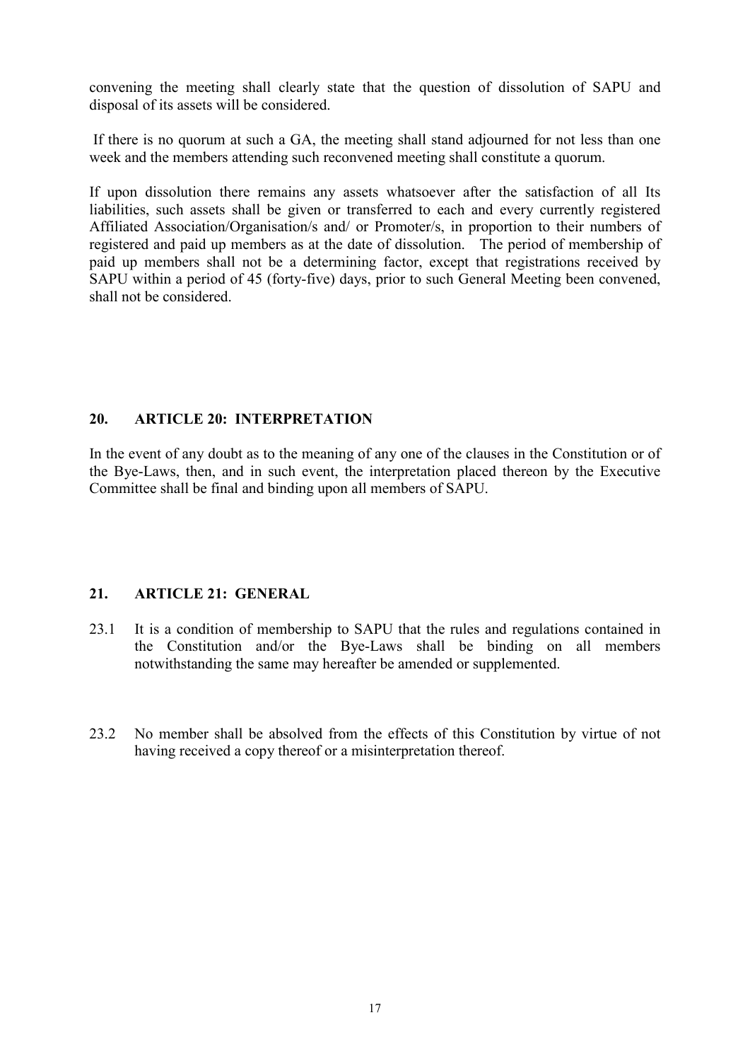convening the meeting shall clearly state that the question of dissolution of SAPU and disposal of its assets will be considered.

If there is no quorum at such a GA, the meeting shall stand adjourned for not less than one week and the members attending such reconvened meeting shall constitute a quorum.

If upon dissolution there remains any assets whatsoever after the satisfaction of all Its liabilities, such assets shall be given or transferred to each and every currently registered Affiliated Association/Organisation/s and/ or Promoter/s, in proportion to their numbers of registered and paid up members as at the date of dissolution. The period of membership of paid up members shall not be a determining factor, except that registrations received by SAPU within a period of 45 (forty-five) days, prior to such General Meeting been convened, shall not be considered.

## 20. ARTICLE 20: INTERPRETATION

In the event of any doubt as to the meaning of any one of the clauses in the Constitution or of the Bye-Laws, then, and in such event, the interpretation placed thereon by the Executive Committee shall be final and binding upon all members of SAPU.

## 21. ARTICLE 21: GENERAL

23.1 It is a condition of membership to SAPU that the rules and regulations contained in the Constitution and/or the Bye-Laws shall be binding on all members notwithstanding the same may hereafter be amended or supplemented.

23.2 No member shall be absolved from the effects of this Constitution by virtue of not having received a copy thereof or a misinterpretation thereof.